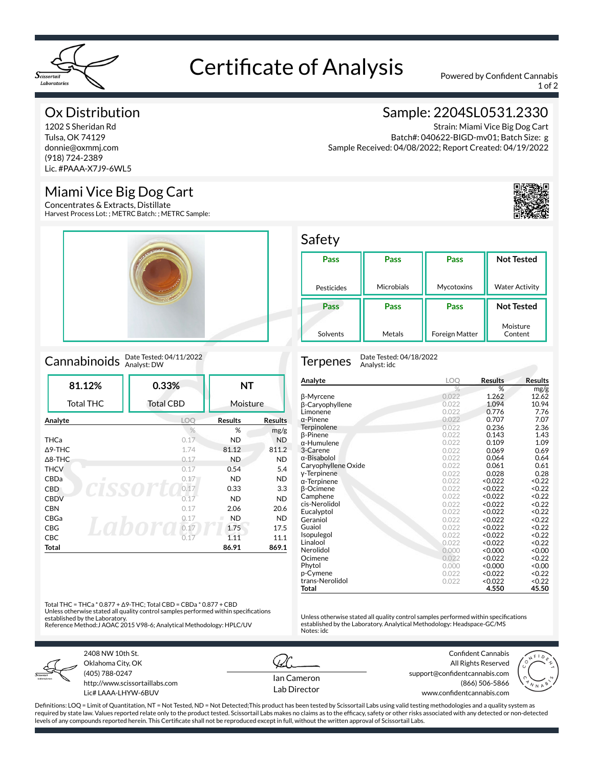# Certificate of Analysis

Powered by Confident Cannabis

## Ox Distribution

1202 S Sheridan Rd
Tulsa, OK 74129
donnie@oxmmj.com
(918) 724-2389
Lic. #PAAA-X7J9-6WL5

## Sample: 2204SL0531.2330

Strain: Miami Vice Big Dog Cart
Batch#: 040622-BIGD-mv01; Batch Size: g
Sample Received: 04/08/2022; Report Created: 04/19/2022

## Miami Vice Big Dog Cart

Concentrates & Extracts, Distillate
Harvest Process Lot: ; METRC Batch: ; METRC Sample:

## Safety

| Pass | Pass | Pass | Not Tested |
|---|---|---|---|
| Pesticides | Microbials | Mycotoxins | Water Activity |
| **Pass** | **Pass** | **Pass** | **Not Tested** |
| Solvents | Metals | Foreign Matter | Moisture Content |

## Cannabinoids

Date Tested: 04/11/2022
Analyst: DW

| 81.12% | 0.33% | NT |
|---|---|---|
| Total THC | Total CBD | Moisture |

| Analyte | LOQ | Results | Results |
|---|---|---|---|
| | % | % | mg/g |
| THCa | 0.17 | ND | ND |
| Δ9-THC | 1.74 | 81.12 | 811.2 |
| Δ8-THC | 0.17 | ND | ND |
| THCV | 0.17 | 0.54 | 5.4 |
| CBDa | 0.17 | ND | ND |
| CBD | 0.17 | 0.33 | 3.3 |
| CBDV | 0.17 | ND | ND |
| CBN | 0.17 | 2.06 | 20.6 |
| CBGa | 0.17 | ND | ND |
| CBG | 0.17 | 1.75 | 17.5 |
| CBC | 0.17 | 1.11 | 11.1 |
| **Total** | | **86.91** | **869.1** |

Total THC = THCa * 0.877 + Δ9-THC; Total CBD = CBDa * 0.877 + CBD
Unless otherwise stated all quality control samples performed within specifications established by the Laboratory.
Reference Method:J AOAC 2015 V98-6; Analytical Methodology: HPLC/UV

## Terpenes

Date Tested: 04/18/2022
Analyst: idc

| Analyte | LOQ | Results | Results |
|---|---|---|---|
| | % | % | mg/g |
| β-Myrcene | 0.022 | 1.262 | 12.62 |
| β-Caryophyllene | 0.022 | 1.094 | 10.94 |
| Limonene | 0.022 | 0.776 | 7.76 |
| α-Pinene | 0.022 | 0.707 | 7.07 |
| Terpinolene | 0.022 | 0.236 | 2.36 |
| β-Pinene | 0.022 | 0.143 | 1.43 |
| α-Humulene | 0.022 | 0.109 | 1.09 |
| 3-Carene | 0.022 | 0.069 | 0.69 |
| α-Bisabolol | 0.022 | 0.064 | 0.64 |
| Caryophyllene Oxide | 0.022 | 0.061 | 0.61 |
| γ-Terpinene | 0.022 | 0.028 | 0.28 |
| α-Terpinene | 0.022 | <0.022 | <0.22 |
| β-Ocimene | 0.022 | <0.022 | <0.22 |
| Camphene | 0.022 | <0.022 | <0.22 |
| cis-Nerolidol | 0.022 | <0.022 | <0.22 |
| Eucalyptol | 0.022 | <0.022 | <0.22 |
| Geraniol | 0.022 | <0.022 | <0.22 |
| Guaiol | 0.022 | <0.022 | <0.22 |
| Isopulegol | 0.022 | <0.022 | <0.22 |
| Linalool | 0.022 | <0.022 | <0.22 |
| Nerolidol | 0.000 | <0.000 | <0.00 |
| Ocimene | 0.022 | <0.022 | <0.22 |
| Phytol | 0.000 | <0.000 | <0.00 |
| p-Cymene | 0.022 | <0.022 | <0.22 |
| trans-Nerolidol | 0.022 | <0.022 | <0.22 |
| **Total** | | **4.550** | **45.50** |

Unless otherwise stated all quality control samples performed within specifications established by the Laboratory. Analytical Methodology: Headspace-GC/MS
Notes: idc

---

2408 NW 10th St.
Oklahoma City, OK
(405) 788-0247
http://www.scissortaillabs.com
Lic# LAAA-LHYW-6BUV

Ian Cameron
Lab Director

Confident Cannabis
All Rights Reserved
support@confidentcannabis.com
(866) 506-5866
www.confidentcannabis.com

Definitions: LOQ = Limit of Quantitation, NT = Not Tested, ND = Not Detected;This product has been tested by Scissortail Labs using valid testing methodologies and a quality system as required by state law. Values reported relate only to the product tested. Scissortail Labs makes no claims as to the efficacy, safety or other risks associated with any detected or non-detected levels of any compounds reported herein. This Certificate shall not be reproduced except in full, without the written approval of Scissortail Labs.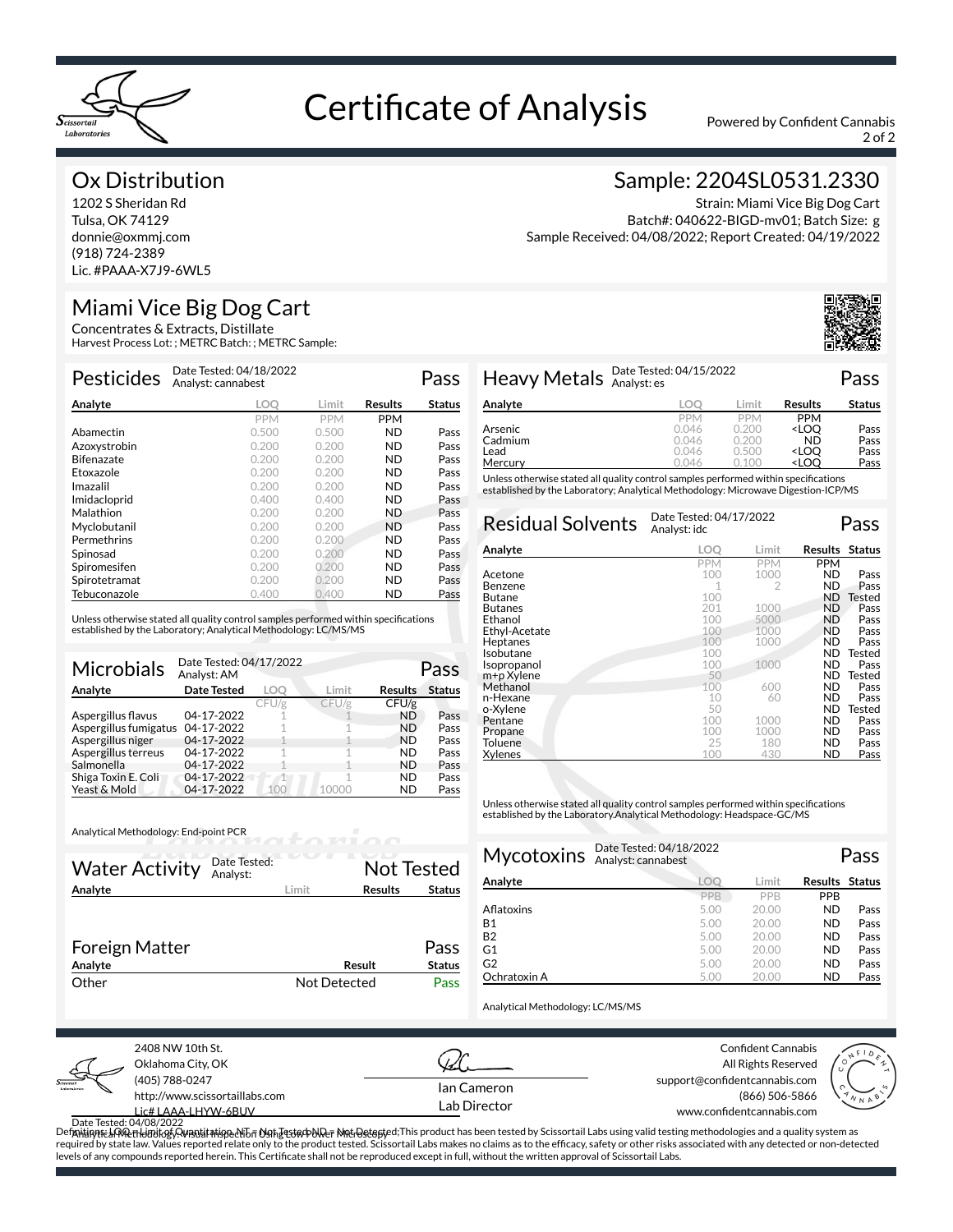# Certificate of Analysis

Powered by Confident Cannabis

## Ox Distribution

1202 S Sheridan Rd
Tulsa, OK 74129
donnie@oxmmj.com
(918) 724-2389
Lic. #PAAA-X7J9-6WL5

## Sample: 2204SL0531.2330

Strain: Miami Vice Big Dog Cart
Batch#: 040622-BIGD-mv01; Batch Size: g
Sample Received: 04/08/2022; Report Created: 04/19/2022

## Miami Vice Big Dog Cart

Concentrates & Extracts, Distillate
Harvest Process Lot: ; METRC Batch: ; METRC Sample:

### Pesticides — Pass

Date Tested: 04/18/2022
Analyst: cannabest

| Analyte | LOQ | Limit | Results | Status |
|---|---|---|---|---|
| | PPM | PPM | PPM | |
| Abamectin | 0.500 | 0.500 | ND | Pass |
| Azoxystrobin | 0.200 | 0.200 | ND | Pass |
| Bifenazate | 0.200 | 0.200 | ND | Pass |
| Etoxazole | 0.200 | 0.200 | ND | Pass |
| Imazalil | 0.200 | 0.200 | ND | Pass |
| Imidacloprid | 0.400 | 0.400 | ND | Pass |
| Malathion | 0.200 | 0.200 | ND | Pass |
| Myclobutanil | 0.200 | 0.200 | ND | Pass |
| Permethrins | 0.200 | 0.200 | ND | Pass |
| Spinosad | 0.200 | 0.200 | ND | Pass |
| Spiromesifen | 0.200 | 0.200 | ND | Pass |
| Spirotetramat | 0.200 | 0.200 | ND | Pass |
| Tebuconazole | 0.400 | 0.400 | ND | Pass |

Unless otherwise stated all quality control samples performed within specifications established by the Laboratory; Analytical Methodology: LC/MS/MS

### Microbials — Pass

Date Tested: 04/17/2022
Analyst: AM

| Analyte | Date Tested | LOQ | Limit | Results | Status |
|---|---|---|---|---|---|
| | | CFU/g | CFU/g | CFU/g | |
| Aspergillus flavus | 04-17-2022 | 1 | 1 | ND | Pass |
| Aspergillus fumigatus | 04-17-2022 | 1 | 1 | ND | Pass |
| Aspergillus niger | 04-17-2022 | 1 | 1 | ND | Pass |
| Aspergillus terreus | 04-17-2022 | 1 | 1 | ND | Pass |
| Salmonella | 04-17-2022 | 1 | 1 | ND | Pass |
| Shiga Toxin E. Coli | 04-17-2022 | 1 | 1 | ND | Pass |
| Yeast & Mold | 04-17-2022 | 100 | 10000 | ND | Pass |

Analytical Methodology: End-point PCR

### Water Activity — Not Tested

Date Tested:
Analyst:

| Analyte | Limit | Results | Status |
|---|---|---|---|

### Foreign Matter — Pass

| Analyte | Result | Status |
|---|---|---|
| Other | Not Detected | Pass |

### Heavy Metals — Pass

Date Tested: 04/15/2022
Analyst: es

| Analyte | LOQ | Limit | Results | Status |
|---|---|---|---|---|
| | PPM | PPM | PPM | |
| Arsenic | 0.046 | 0.200 | <LOQ | Pass |
| Cadmium | 0.046 | 0.200 | ND | Pass |
| Lead | 0.046 | 0.500 | <LOQ | Pass |
| Mercury | 0.046 | 0.100 | <LOQ | Pass |

Unless otherwise stated all quality control samples performed within specifications established by the Laboratory; Analytical Methodology: Microwave Digestion-ICP/MS

### Residual Solvents — Pass

Date Tested: 04/17/2022
Analyst: idc

| Analyte | LOQ | Limit | Results | Status |
|---|---|---|---|---|
| | PPM | PPM | PPM | |
| Acetone | 100 | 1000 | ND | Pass |
| Benzene | 1 | 2 | ND | Pass |
| Butane | 100 | | ND | Tested |
| Butanes | 201 | 1000 | ND | Pass |
| Ethanol | 100 | 5000 | ND | Pass |
| Ethyl-Acetate | 100 | 1000 | ND | Pass |
| Heptanes | 100 | 1000 | ND | Pass |
| Isobutane | 100 | | ND | Tested |
| Isopropanol | 100 | 1000 | ND | Pass |
| m+p Xylene | 50 | | ND | Tested |
| Methanol | 100 | 600 | ND | Pass |
| n-Hexane | 10 | 60 | ND | Pass |
| o-Xylene | 50 | | ND | Tested |
| Pentane | 100 | 1000 | ND | Pass |
| Propane | 100 | 1000 | ND | Pass |
| Toluene | 25 | 180 | ND | Pass |
| Xylenes | 100 | 430 | ND | Pass |

Unless otherwise stated all quality control samples performed within specifications established by the Laboratory.Analytical Methodology: Headspace-GC/MS

### Mycotoxins — Pass

Date Tested: 04/18/2022
Analyst: cannabest

| Analyte | LOQ | Limit | Results | Status |
|---|---|---|---|---|
| | PPB | PPB | PPB | |
| Aflatoxins | 5.00 | 20.00 | ND | Pass |
| B1 | 5.00 | 20.00 | ND | Pass |
| B2 | 5.00 | 20.00 | ND | Pass |
| G1 | 5.00 | 20.00 | ND | Pass |
| G2 | 5.00 | 20.00 | ND | Pass |
| Ochratoxin A | 5.00 | 20.00 | ND | Pass |

Analytical Methodology: LC/MS/MS

2408 NW 10th St.
Oklahoma City, OK
(405) 788-0247
http://www.scissortaillabs.com
Lic# LAAA-LHYW-6BUV

Ian Cameron
Lab Director

Confident Cannabis
All Rights Reserved
support@confidentcannabis.com
(866) 506-5866
www.confidentcannabis.com

Date Tested: 04/08/2022
Analytical Methodology: Visual Inspection Using Low Power Microscopy

Definitions: LOQ = Limit of Quantitation, NT = Not Tested, ND = Not Detected; This product has been tested by Scissortail Labs using valid testing methodologies and a quality system as required by state law. Values reported relate only to the product tested. Scissortail Labs makes no claims as to the efficacy, safety or other risks associated with any detected or non-detected levels of any compounds reported herein. This Certificate shall not be reproduced except in full, without the written approval of Scissortail Labs.